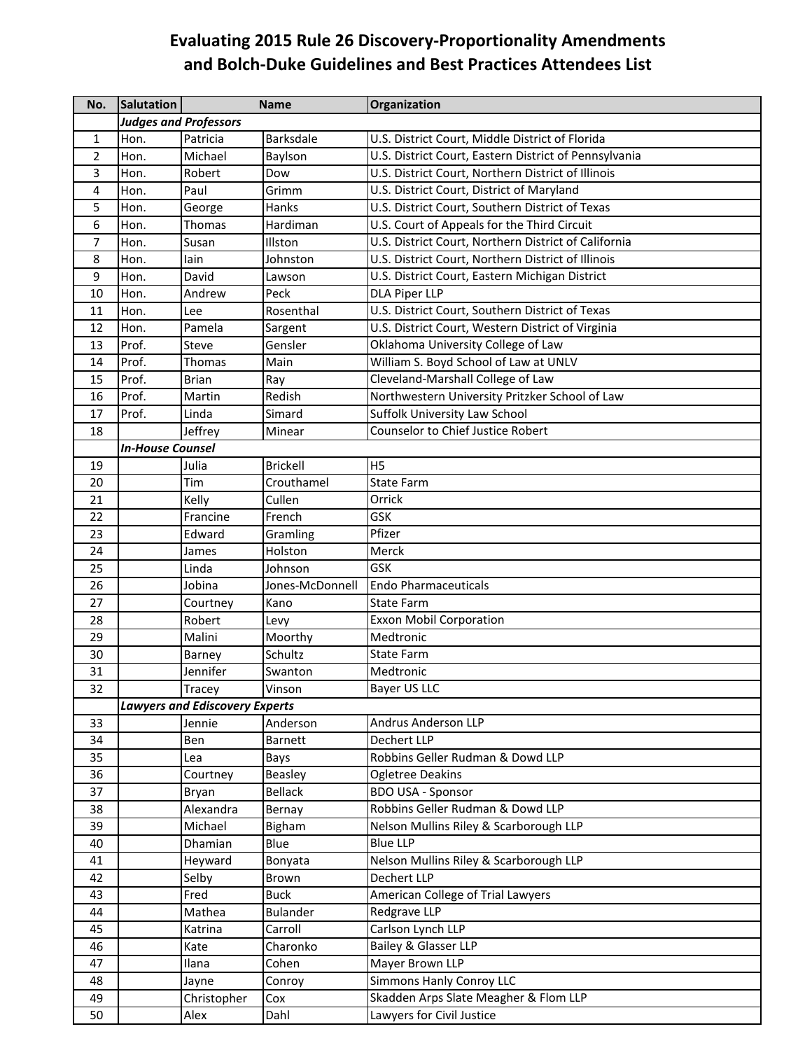# Evaluating 2015 Rule 26 Discovery-Proportionality Amendments and Bolch-Duke Guidelines and Best Practices Attendees List

| No. | Salutation | Name | | Organization |
|---|---|---|---|---|
| | ***Judges and Professors*** | | | |
| 1 | Hon. | Patricia | Barksdale | U.S. District Court, Middle District of Florida |
| 2 | Hon. | Michael | Baylson | U.S. District Court, Eastern District of Pennsylvania |
| 3 | Hon. | Robert | Dow | U.S. District Court, Northern District of Illinois |
| 4 | Hon. | Paul | Grimm | U.S. District Court, District of Maryland |
| 5 | Hon. | George | Hanks | U.S. District Court, Southern District of Texas |
| 6 | Hon. | Thomas | Hardiman | U.S. Court of Appeals for the Third Circuit |
| 7 | Hon. | Susan | Illston | U.S. District Court, Northern District of California |
| 8 | Hon. | Iain | Johnston | U.S. District Court, Northern District of Illinois |
| 9 | Hon. | David | Lawson | U.S. District Court, Eastern Michigan District |
| 10 | Hon. | Andrew | Peck | DLA Piper LLP |
| 11 | Hon. | Lee | Rosenthal | U.S. District Court, Southern District of Texas |
| 12 | Hon. | Pamela | Sargent | U.S. District Court, Western District of Virginia |
| 13 | Prof. | Steve | Gensler | Oklahoma University College of Law |
| 14 | Prof. | Thomas | Main | William S. Boyd School of Law at UNLV |
| 15 | Prof. | Brian | Ray | Cleveland-Marshall College of Law |
| 16 | Prof. | Martin | Redish | Northwestern University Pritzker School of Law |
| 17 | Prof. | Linda | Simard | Suffolk University Law School |
| 18 | | Jeffrey | Minear | Counselor to Chief Justice Robert |
| | ***In-House Counsel*** | | | |
| 19 | | Julia | Brickell | H5 |
| 20 | | Tim | Crouthamel | State Farm |
| 21 | | Kelly | Cullen | Orrick |
| 22 | | Francine | French | GSK |
| 23 | | Edward | Gramling | Pfizer |
| 24 | | James | Holston | Merck |
| 25 | | Linda | Johnson | GSK |
| 26 | | Jobina | Jones-McDonnell | Endo Pharmaceuticals |
| 27 | | Courtney | Kano | State Farm |
| 28 | | Robert | Levy | Exxon Mobil Corporation |
| 29 | | Malini | Moorthy | Medtronic |
| 30 | | Barney | Schultz | State Farm |
| 31 | | Jennifer | Swanton | Medtronic |
| 32 | | Tracey | Vinson | Bayer US LLC |
| | ***Lawyers and Ediscovery Experts*** | | | |
| 33 | | Jennie | Anderson | Andrus Anderson LLP |
| 34 | | Ben | Barnett | Dechert LLP |
| 35 | | Lea | Bays | Robbins Geller Rudman & Dowd LLP |
| 36 | | Courtney | Beasley | Ogletree Deakins |
| 37 | | Bryan | Bellack | BDO USA - Sponsor |
| 38 | | Alexandra | Bernay | Robbins Geller Rudman & Dowd LLP |
| 39 | | Michael | Bigham | Nelson Mullins Riley & Scarborough LLP |
| 40 | | Dhamian | Blue | Blue LLP |
| 41 | | Heyward | Bonyata | Nelson Mullins Riley & Scarborough LLP |
| 42 | | Selby | Brown | Dechert LLP |
| 43 | | Fred | Buck | American College of Trial Lawyers |
| 44 | | Mathea | Bulander | Redgrave LLP |
| 45 | | Katrina | Carroll | Carlson Lynch LLP |
| 46 | | Kate | Charonko | Bailey & Glasser LLP |
| 47 | | Ilana | Cohen | Mayer Brown LLP |
| 48 | | Jayne | Conroy | Simmons Hanly Conroy LLC |
| 49 | | Christopher | Cox | Skadden Arps Slate Meagher & Flom LLP |
| 50 | | Alex | Dahl | Lawyers for Civil Justice |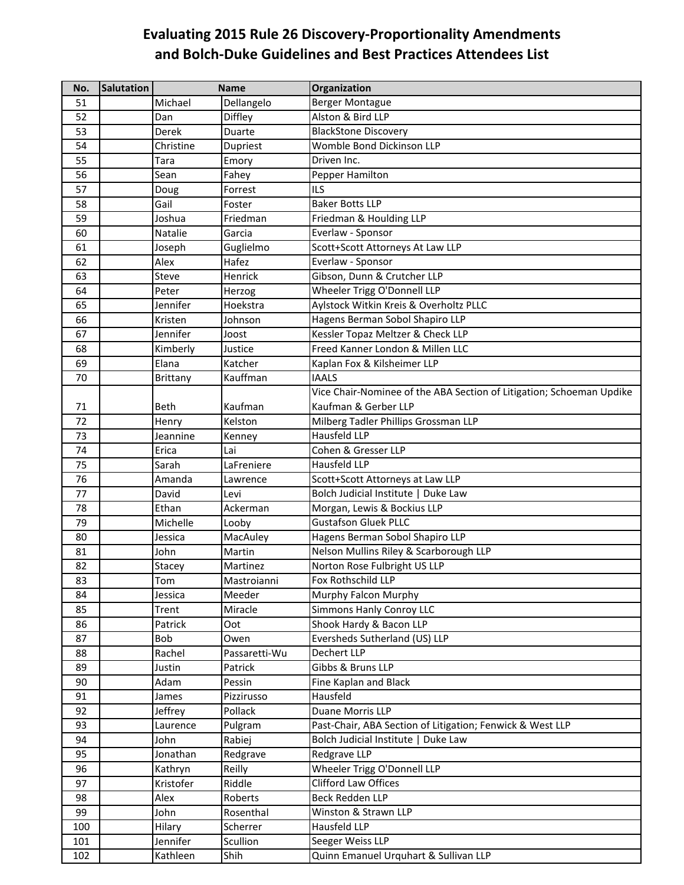# Evaluating 2015 Rule 26 Discovery-Proportionality Amendments and Bolch-Duke Guidelines and Best Practices Attendees List

| No. | Salutation | Name | | Organization |
|---|---|---|---|---|
| 51 | | Michael | Dellangelo | Berger Montague |
| 52 | | Dan | Diffley | Alston & Bird LLP |
| 53 | | Derek | Duarte | BlackStone Discovery |
| 54 | | Christine | Dupriest | Womble Bond Dickinson LLP |
| 55 | | Tara | Emory | Driven Inc. |
| 56 | | Sean | Fahey | Pepper Hamilton |
| 57 | | Doug | Forrest | ILS |
| 58 | | Gail | Foster | Baker Botts LLP |
| 59 | | Joshua | Friedman | Friedman & Houlding LLP |
| 60 | | Natalie | Garcia | Everlaw - Sponsor |
| 61 | | Joseph | Guglielmo | Scott+Scott Attorneys At Law LLP |
| 62 | | Alex | Hafez | Everlaw - Sponsor |
| 63 | | Steve | Henrick | Gibson, Dunn & Crutcher LLP |
| 64 | | Peter | Herzog | Wheeler Trigg O'Donnell LLP |
| 65 | | Jennifer | Hoekstra | Aylstock Witkin Kreis & Overholtz PLLC |
| 66 | | Kristen | Johnson | Hagens Berman Sobol Shapiro LLP |
| 67 | | Jennifer | Joost | Kessler Topaz Meltzer & Check LLP |
| 68 | | Kimberly | Justice | Freed Kanner London & Millen LLC |
| 69 | | Elana | Katcher | Kaplan Fox & Kilsheimer LLP |
| 70 | | Brittany | Kauffman | IAALS |
| 71 | | Beth | Kaufman | Vice Chair-Nominee of the ABA Section of Litigation; Schoeman Updike Kaufman & Gerber LLP |
| 72 | | Henry | Kelston | Milberg Tadler Phillips Grossman LLP |
| 73 | | Jeannine | Kenney | Hausfeld LLP |
| 74 | | Erica | Lai | Cohen & Gresser LLP |
| 75 | | Sarah | LaFreniere | Hausfeld LLP |
| 76 | | Amanda | Lawrence | Scott+Scott Attorneys at Law LLP |
| 77 | | David | Levi | Bolch Judicial Institute \| Duke Law |
| 78 | | Ethan | Ackerman | Morgan, Lewis & Bockius LLP |
| 79 | | Michelle | Looby | Gustafson Gluek PLLC |
| 80 | | Jessica | MacAuley | Hagens Berman Sobol Shapiro LLP |
| 81 | | John | Martin | Nelson Mullins Riley & Scarborough LLP |
| 82 | | Stacey | Martinez | Norton Rose Fulbright US LLP |
| 83 | | Tom | Mastroianni | Fox Rothschild LLP |
| 84 | | Jessica | Meeder | Murphy Falcon Murphy |
| 85 | | Trent | Miracle | Simmons Hanly Conroy LLC |
| 86 | | Patrick | Oot | Shook Hardy & Bacon LLP |
| 87 | | Bob | Owen | Eversheds Sutherland (US) LLP |
| 88 | | Rachel | Passaretti-Wu | Dechert LLP |
| 89 | | Justin | Patrick | Gibbs & Bruns LLP |
| 90 | | Adam | Pessin | Fine Kaplan and Black |
| 91 | | James | Pizzirusso | Hausfeld |
| 92 | | Jeffrey | Pollack | Duane Morris LLP |
| 93 | | Laurence | Pulgram | Past-Chair, ABA Section of Litigation; Fenwick & West LLP |
| 94 | | John | Rabiej | Bolch Judicial Institute \| Duke Law |
| 95 | | Jonathan | Redgrave | Redgrave LLP |
| 96 | | Kathryn | Reilly | Wheeler Trigg O'Donnell LLP |
| 97 | | Kristofer | Riddle | Clifford Law Offices |
| 98 | | Alex | Roberts | Beck Redden LLP |
| 99 | | John | Rosenthal | Winston & Strawn LLP |
| 100 | | Hilary | Scherrer | Hausfeld LLP |
| 101 | | Jennifer | Scullion | Seeger Weiss LLP |
| 102 | | Kathleen | Shih | Quinn Emanuel Urquhart & Sullivan LLP |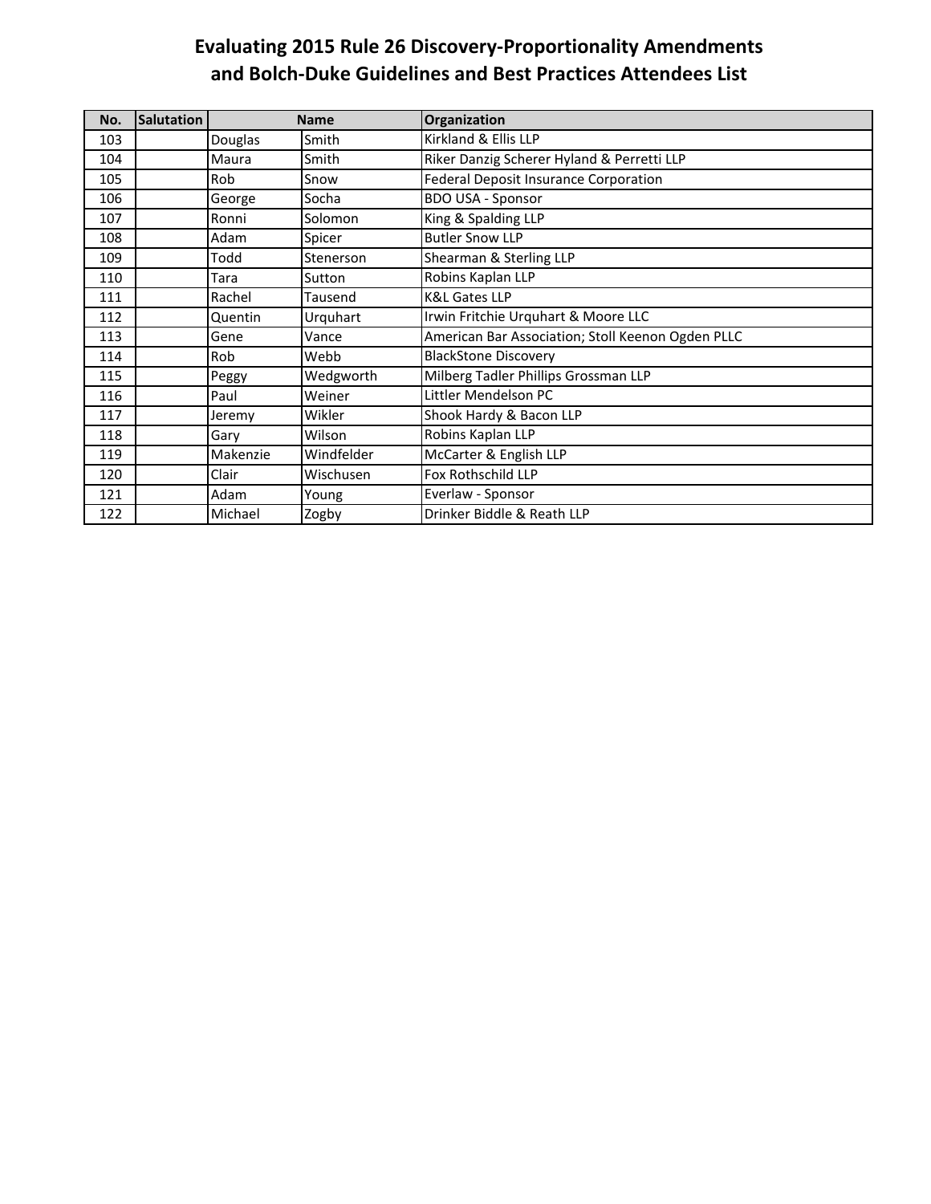# Evaluating 2015 Rule 26 Discovery-Proportionality Amendments and Bolch-Duke Guidelines and Best Practices Attendees List

| No. | Salutation | Name | | Organization |
|---|---|---|---|---|
| 103 | | Douglas | Smith | Kirkland & Ellis LLP |
| 104 | | Maura | Smith | Riker Danzig Scherer Hyland & Perretti LLP |
| 105 | | Rob | Snow | Federal Deposit Insurance Corporation |
| 106 | | George | Socha | BDO USA - Sponsor |
| 107 | | Ronni | Solomon | King & Spalding LLP |
| 108 | | Adam | Spicer | Butler Snow LLP |
| 109 | | Todd | Stenerson | Shearman & Sterling LLP |
| 110 | | Tara | Sutton | Robins Kaplan LLP |
| 111 | | Rachel | Tausend | K&L Gates LLP |
| 112 | | Quentin | Urquhart | Irwin Fritchie Urquhart & Moore LLC |
| 113 | | Gene | Vance | American Bar Association; Stoll Keenon Ogden PLLC |
| 114 | | Rob | Webb | BlackStone Discovery |
| 115 | | Peggy | Wedgworth | Milberg Tadler Phillips Grossman LLP |
| 116 | | Paul | Weiner | Littler Mendelson PC |
| 117 | | Jeremy | Wikler | Shook Hardy & Bacon LLP |
| 118 | | Gary | Wilson | Robins Kaplan LLP |
| 119 | | Makenzie | Windfelder | McCarter & English LLP |
| 120 | | Clair | Wischusen | Fox Rothschild LLP |
| 121 | | Adam | Young | Everlaw - Sponsor |
| 122 | | Michael | Zogby | Drinker Biddle & Reath LLP |